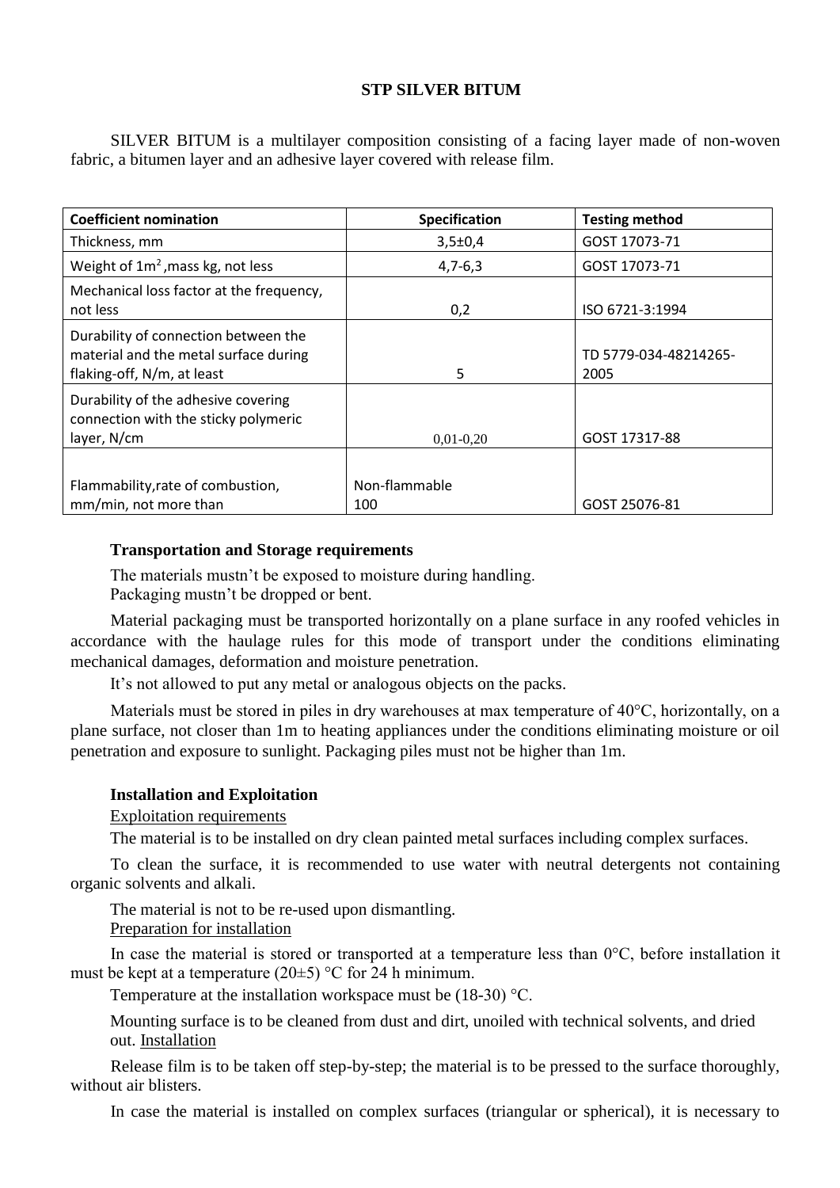# STP SILVER BITUM

SILVER BITUM is a multilayer composition consisting of a facing layer made of non-woven fabric, a bitumen layer and an adhesive layer covered with release film.

| Coefficient nomination | Specification | Testing method |
|---|---|---|
| Thickness, mm | 3,5±0,4 | GOST 17073-71 |
| Weight of 1m$^2$, mass kg, not less | 4,7-6,3 | GOST 17073-71 |
| Mechanical loss factor at the frequency, not less | 0,2 | ISO 6721-3:1994 |
| Durability of connection between the material and the metal surface during flaking-off, N/m, at least | 5 | TD 5779-034-48214265-2005 |
| Durability of the adhesive covering connection with the sticky polymeric layer, N/cm | 0,01-0,20 | GOST 17317-88 |
| Flammability, rate of combustion, mm/min, not more than | Non-flammable 100 | GOST 25076-81 |

### Transportation and Storage requirements

The materials mustn't be exposed to moisture during handling.
Packaging mustn't be dropped or bent.

Material packaging must be transported horizontally on a plane surface in any roofed vehicles in accordance with the haulage rules for this mode of transport under the conditions eliminating mechanical damages, deformation and moisture penetration.

It's not allowed to put any metal or analogous objects on the packs.

Materials must be stored in piles in dry warehouses at max temperature of 40°C, horizontally, on a plane surface, not closer than 1m to heating appliances under the conditions eliminating moisture or oil penetration and exposure to sunlight. Packaging piles must not be higher than 1m.

### Installation and Exploitation

Exploitation requirements

The material is to be installed on dry clean painted metal surfaces including complex surfaces.

To clean the surface, it is recommended to use water with neutral detergents not containing organic solvents and alkali.

The material is not to be re-used upon dismantling.

Preparation for installation

In case the material is stored or transported at a temperature less than 0°C, before installation it must be kept at a temperature (20±5) °C for 24 h minimum.

Temperature at the installation workspace must be (18-30) °C.

Mounting surface is to be cleaned from dust and dirt, unoiled with technical solvents, and dried out.

Installation

Release film is to be taken off step-by-step; the material is to be pressed to the surface thoroughly, without air blisters.

In case the material is installed on complex surfaces (triangular or spherical), it is necessary to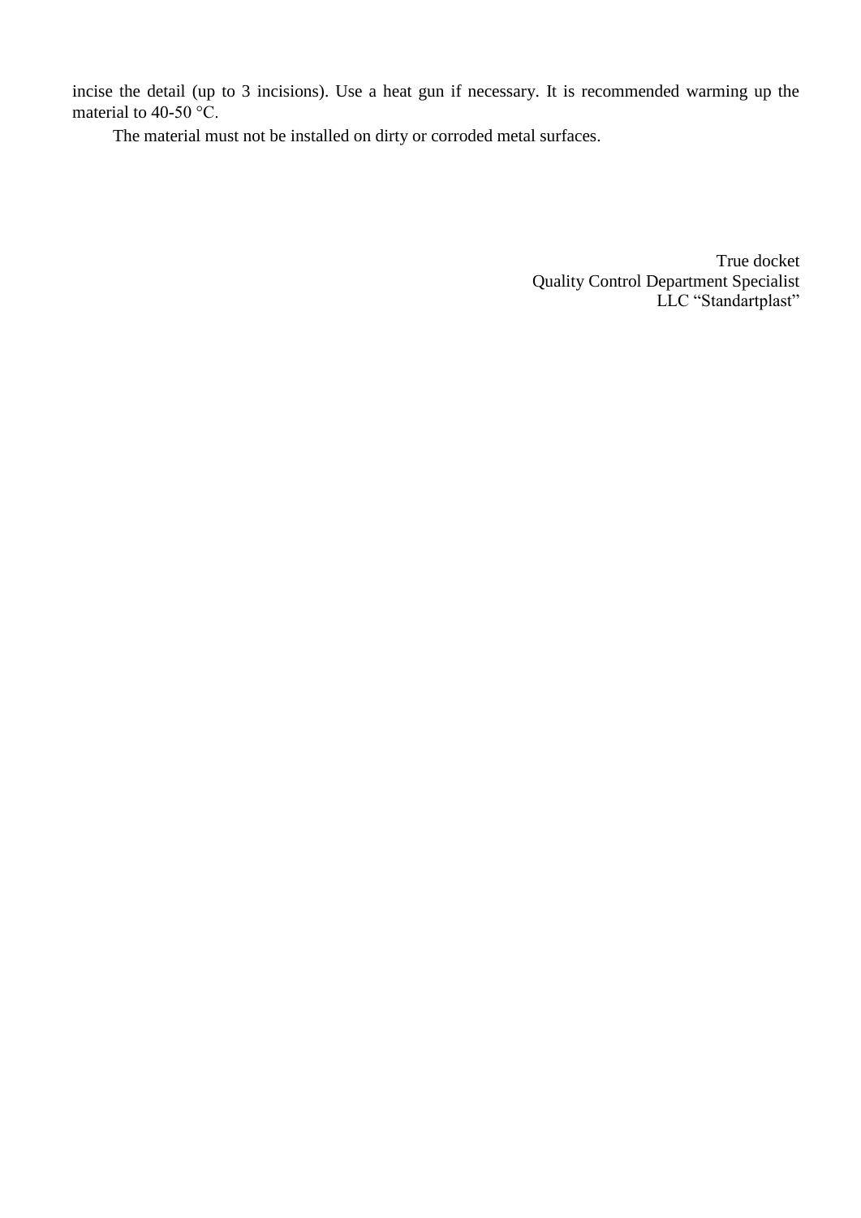incise the detail (up to 3 incisions). Use a heat gun if necessary. It is recommended warming up the material to 40-50 °C.

The material must not be installed on dirty or corroded metal surfaces.

True docket
Quality Control Department Specialist
LLC “Standartplast”